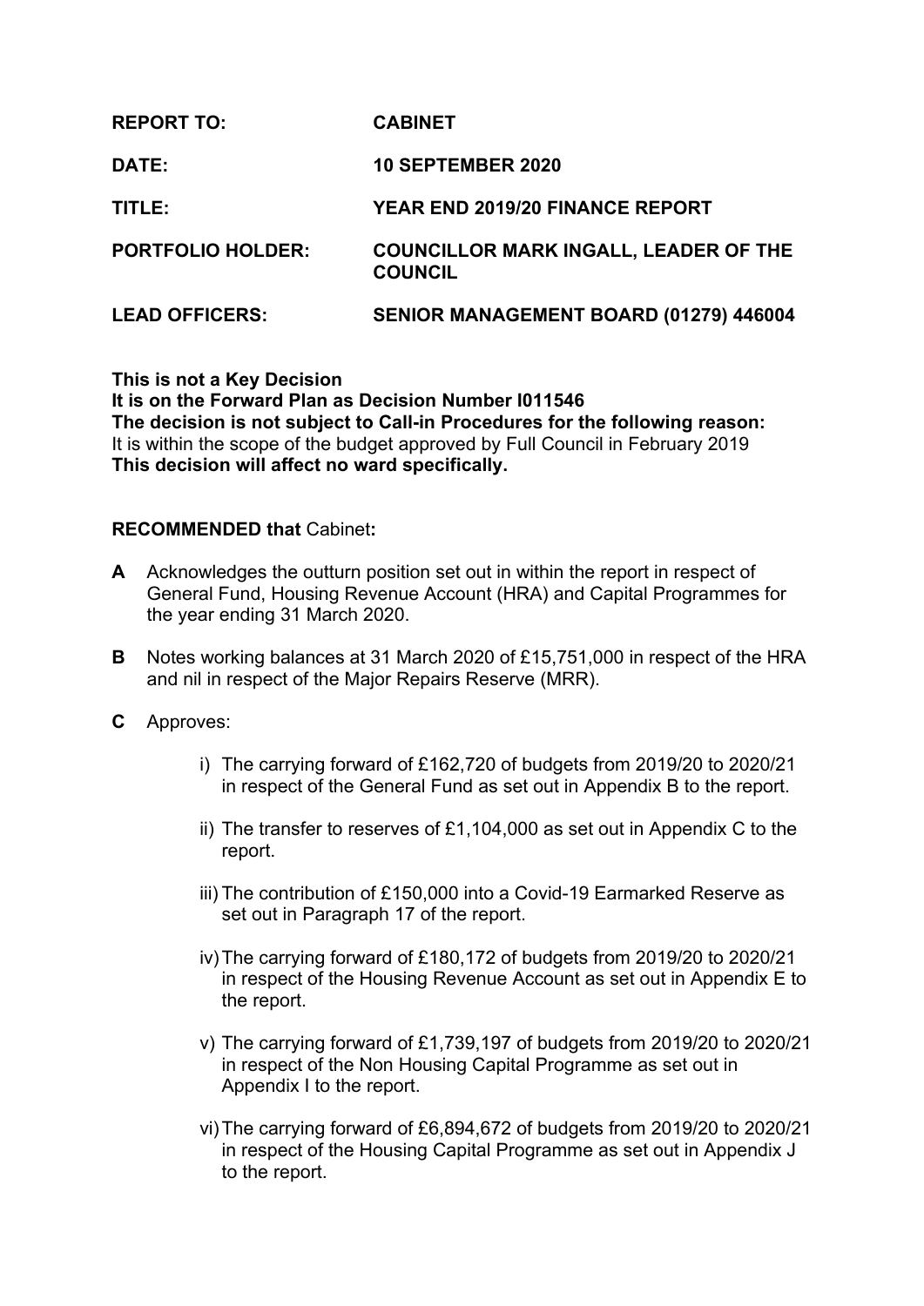| | |
|---|---|
| **REPORT TO:** | **CABINET** |
| **DATE:** | **10 SEPTEMBER 2020** |
| **TITLE:** | **YEAR END 2019/20 FINANCE REPORT** |
| **PORTFOLIO HOLDER:** | **COUNCILLOR MARK INGALL, LEADER OF THE COUNCIL** |
| **LEAD OFFICERS:** | **SENIOR MANAGEMENT BOARD (01279) 446004** |

**This is not a Key Decision**
**It is on the Forward Plan as Decision Number I011546**
**The decision is not subject to Call-in Procedures for the following reason:**
It is within the scope of the budget approved by Full Council in February 2019
**This decision will affect no ward specifically.**

**RECOMMENDED that** Cabinet**:**

**A** Acknowledges the outturn position set out in within the report in respect of General Fund, Housing Revenue Account (HRA) and Capital Programmes for the year ending 31 March 2020.

**B** Notes working balances at 31 March 2020 of £15,751,000 in respect of the HRA and nil in respect of the Major Repairs Reserve (MRR).

**C** Approves:

i) The carrying forward of £162,720 of budgets from 2019/20 to 2020/21 in respect of the General Fund as set out in Appendix B to the report.

ii) The transfer to reserves of £1,104,000 as set out in Appendix C to the report.

iii) The contribution of £150,000 into a Covid-19 Earmarked Reserve as set out in Paragraph 17 of the report.

iv) The carrying forward of £180,172 of budgets from 2019/20 to 2020/21 in respect of the Housing Revenue Account as set out in Appendix E to the report.

v) The carrying forward of £1,739,197 of budgets from 2019/20 to 2020/21 in respect of the Non Housing Capital Programme as set out in Appendix I to the report.

vi) The carrying forward of £6,894,672 of budgets from 2019/20 to 2020/21 in respect of the Housing Capital Programme as set out in Appendix J to the report.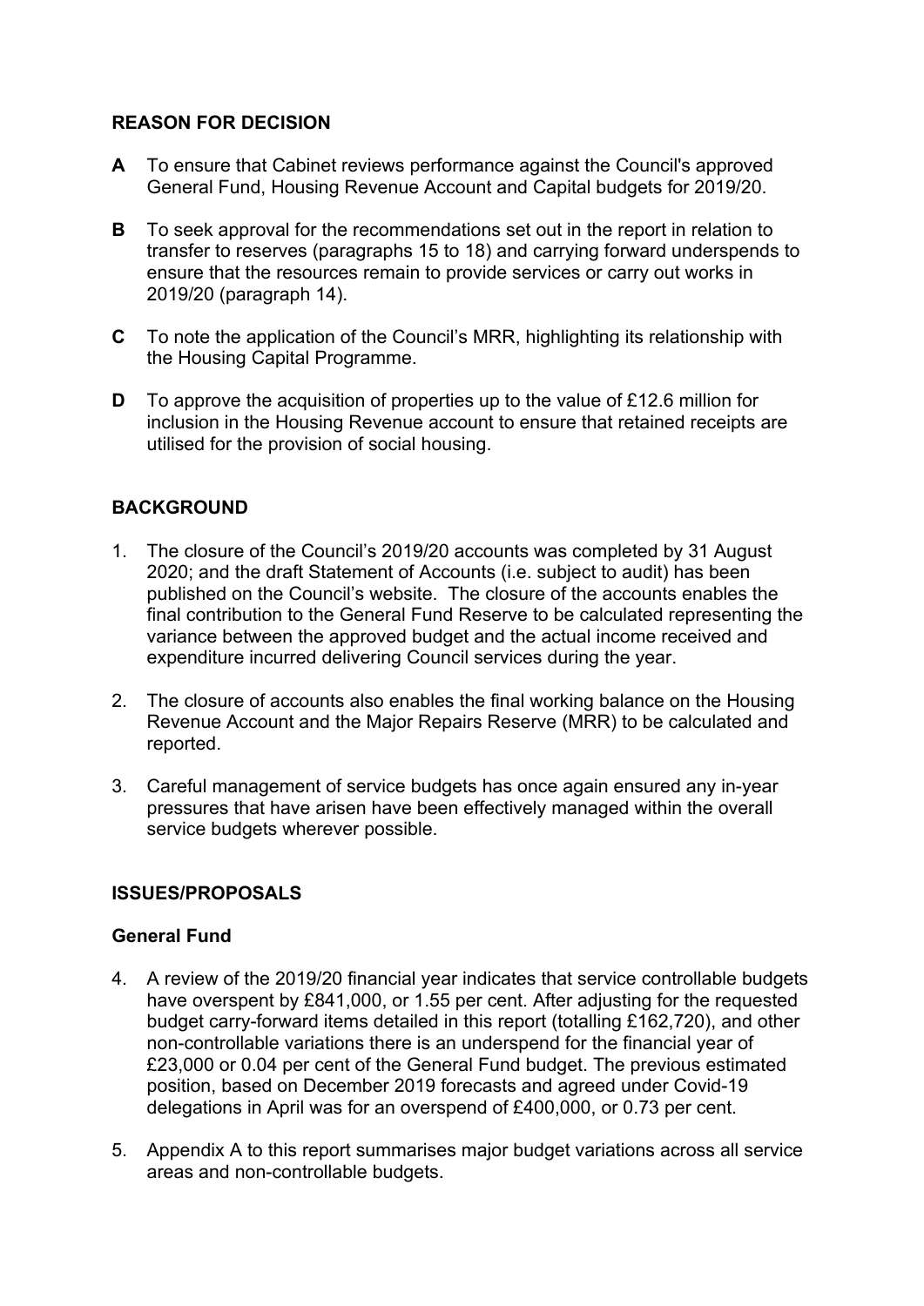**REASON FOR DECISION**

**A** To ensure that Cabinet reviews performance against the Council's approved General Fund, Housing Revenue Account and Capital budgets for 2019/20.

**B** To seek approval for the recommendations set out in the report in relation to transfer to reserves (paragraphs 15 to 18) and carrying forward underspends to ensure that the resources remain to provide services or carry out works in 2019/20 (paragraph 14).

**C** To note the application of the Council's MRR, highlighting its relationship with the Housing Capital Programme.

**D** To approve the acquisition of properties up to the value of £12.6 million for inclusion in the Housing Revenue account to ensure that retained receipts are utilised for the provision of social housing.

**BACKGROUND**

1. The closure of the Council's 2019/20 accounts was completed by 31 August 2020; and the draft Statement of Accounts (i.e. subject to audit) has been published on the Council's website. The closure of the accounts enables the final contribution to the General Fund Reserve to be calculated representing the variance between the approved budget and the actual income received and expenditure incurred delivering Council services during the year.

2. The closure of accounts also enables the final working balance on the Housing Revenue Account and the Major Repairs Reserve (MRR) to be calculated and reported.

3. Careful management of service budgets has once again ensured any in-year pressures that have arisen have been effectively managed within the overall service budgets wherever possible.

**ISSUES/PROPOSALS**

**General Fund**

4. A review of the 2019/20 financial year indicates that service controllable budgets have overspent by £841,000, or 1.55 per cent. After adjusting for the requested budget carry-forward items detailed in this report (totalling £162,720), and other non-controllable variations there is an underspend for the financial year of £23,000 or 0.04 per cent of the General Fund budget. The previous estimated position, based on December 2019 forecasts and agreed under Covid-19 delegations in April was for an overspend of £400,000, or 0.73 per cent.

5. Appendix A to this report summarises major budget variations across all service areas and non-controllable budgets.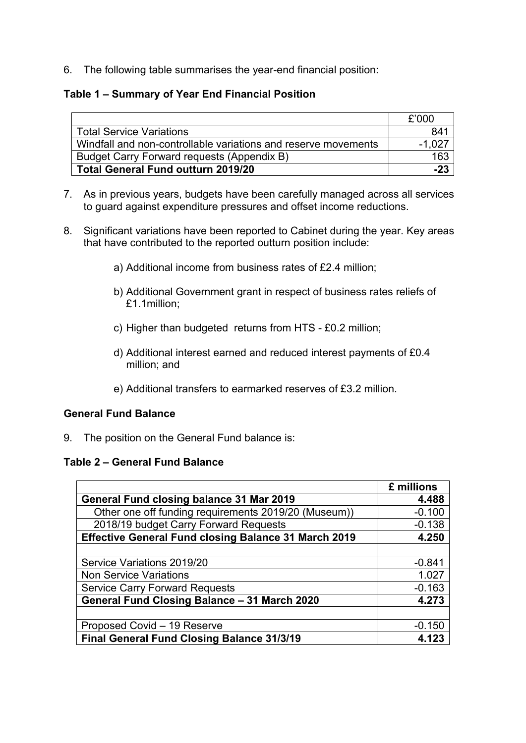6. The following table summarises the year-end financial position:

**Table 1 – Summary of Year End Financial Position**

| | £'000 |
|---|---|
| Total Service Variations | 841 |
| Windfall and non-controllable variations and reserve movements | -1,027 |
| Budget Carry Forward requests (Appendix B) | 163 |
| **Total General Fund outturn 2019/20** | **-23** |

7. As in previous years, budgets have been carefully managed across all services to guard against expenditure pressures and offset income reductions.

8. Significant variations have been reported to Cabinet during the year. Key areas that have contributed to the reported outturn position include:

   a) Additional income from business rates of £2.4 million;

   b) Additional Government grant in respect of business rates reliefs of £1.1million;

   c) Higher than budgeted returns from HTS - £0.2 million;

   d) Additional interest earned and reduced interest payments of £0.4 million; and

   e) Additional transfers to earmarked reserves of £3.2 million.

**General Fund Balance**

9. The position on the General Fund balance is:

**Table 2 – General Fund Balance**

| | **£ millions** |
|---|---|
| **General Fund closing balance 31 Mar 2019** | **4.488** |
| Other one off funding requirements 2019/20 (Museum)) | -0.100 |
| 2018/19 budget Carry Forward Requests | -0.138 |
| **Effective General Fund closing Balance 31 March 2019** | **4.250** |
| | |
| Service Variations 2019/20 | -0.841 |
| Non Service Variations | 1.027 |
| Service Carry Forward Requests | -0.163 |
| **General Fund Closing Balance – 31 March 2020** | **4.273** |
| | |
| Proposed Covid – 19 Reserve | -0.150 |
| **Final General Fund Closing Balance 31/3/19** | **4.123** |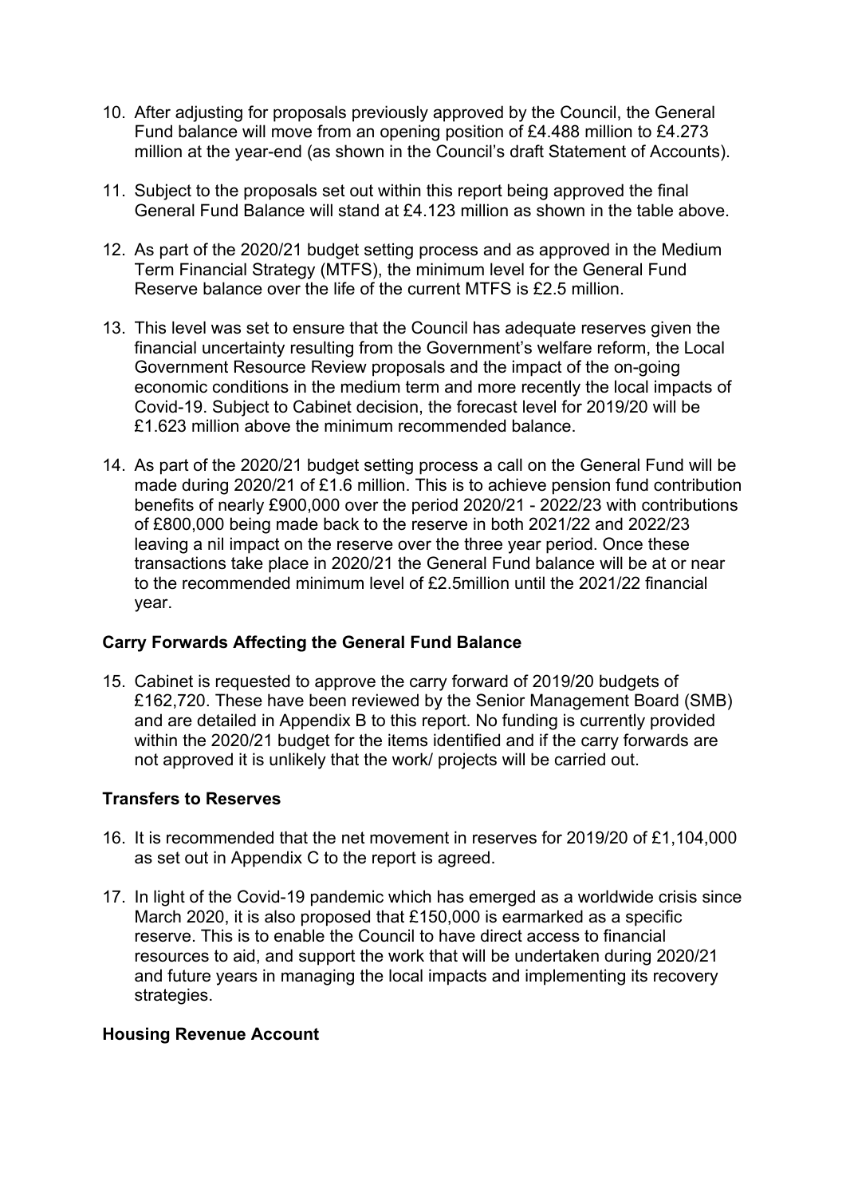10. After adjusting for proposals previously approved by the Council, the General Fund balance will move from an opening position of £4.488 million to £4.273 million at the year-end (as shown in the Council's draft Statement of Accounts).

11. Subject to the proposals set out within this report being approved the final General Fund Balance will stand at £4.123 million as shown in the table above.

12. As part of the 2020/21 budget setting process and as approved in the Medium Term Financial Strategy (MTFS), the minimum level for the General Fund Reserve balance over the life of the current MTFS is £2.5 million.

13. This level was set to ensure that the Council has adequate reserves given the financial uncertainty resulting from the Government's welfare reform, the Local Government Resource Review proposals and the impact of the on-going economic conditions in the medium term and more recently the local impacts of Covid-19. Subject to Cabinet decision, the forecast level for 2019/20 will be £1.623 million above the minimum recommended balance.

14. As part of the 2020/21 budget setting process a call on the General Fund will be made during 2020/21 of £1.6 million. This is to achieve pension fund contribution benefits of nearly £900,000 over the period 2020/21 - 2022/23 with contributions of £800,000 being made back to the reserve in both 2021/22 and 2022/23 leaving a nil impact on the reserve over the three year period. Once these transactions take place in 2020/21 the General Fund balance will be at or near to the recommended minimum level of £2.5million until the 2021/22 financial year.

**Carry Forwards Affecting the General Fund Balance**

15. Cabinet is requested to approve the carry forward of 2019/20 budgets of £162,720. These have been reviewed by the Senior Management Board (SMB) and are detailed in Appendix B to this report. No funding is currently provided within the 2020/21 budget for the items identified and if the carry forwards are not approved it is unlikely that the work/ projects will be carried out.

**Transfers to Reserves**

16. It is recommended that the net movement in reserves for 2019/20 of £1,104,000 as set out in Appendix C to the report is agreed.

17. In light of the Covid-19 pandemic which has emerged as a worldwide crisis since March 2020, it is also proposed that £150,000 is earmarked as a specific reserve. This is to enable the Council to have direct access to financial resources to aid, and support the work that will be undertaken during 2020/21 and future years in managing the local impacts and implementing its recovery strategies.

**Housing Revenue Account**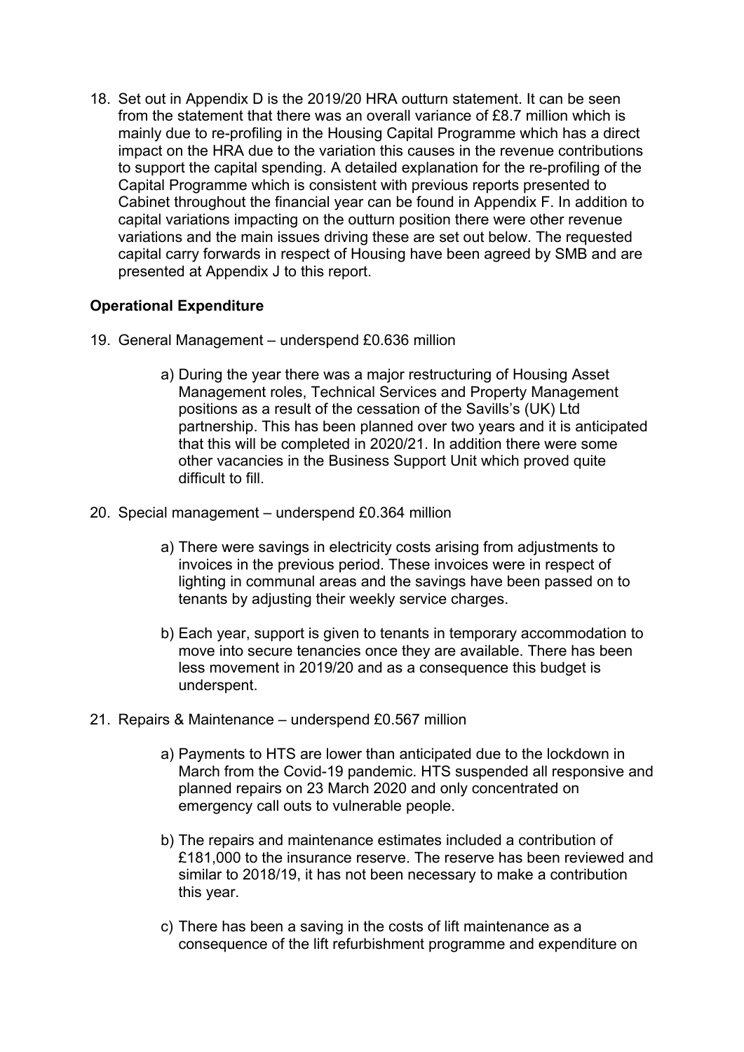18. Set out in Appendix D is the 2019/20 HRA outturn statement. It can be seen from the statement that there was an overall variance of £8.7 million which is mainly due to re-profiling in the Housing Capital Programme which has a direct impact on the HRA due to the variation this causes in the revenue contributions to support the capital spending. A detailed explanation for the re-profiling of the Capital Programme which is consistent with previous reports presented to Cabinet throughout the financial year can be found in Appendix F. In addition to capital variations impacting on the outturn position there were other revenue variations and the main issues driving these are set out below. The requested capital carry forwards in respect of Housing have been agreed by SMB and are presented at Appendix J to this report.

**Operational Expenditure**

19. General Management – underspend £0.636 million

    a) During the year there was a major restructuring of Housing Asset Management roles, Technical Services and Property Management positions as a result of the cessation of the Savills's (UK) Ltd partnership. This has been planned over two years and it is anticipated that this will be completed in 2020/21. In addition there were some other vacancies in the Business Support Unit which proved quite difficult to fill.

20. Special management – underspend £0.364 million

    a) There were savings in electricity costs arising from adjustments to invoices in the previous period. These invoices were in respect of lighting in communal areas and the savings have been passed on to tenants by adjusting their weekly service charges.

    b) Each year, support is given to tenants in temporary accommodation to move into secure tenancies once they are available. There has been less movement in 2019/20 and as a consequence this budget is underspent.

21. Repairs & Maintenance – underspend £0.567 million

    a) Payments to HTS are lower than anticipated due to the lockdown in March from the Covid-19 pandemic. HTS suspended all responsive and planned repairs on 23 March 2020 and only concentrated on emergency call outs to vulnerable people.

    b) The repairs and maintenance estimates included a contribution of £181,000 to the insurance reserve. The reserve has been reviewed and similar to 2018/19, it has not been necessary to make a contribution this year.

    c) There has been a saving in the costs of lift maintenance as a consequence of the lift refurbishment programme and expenditure on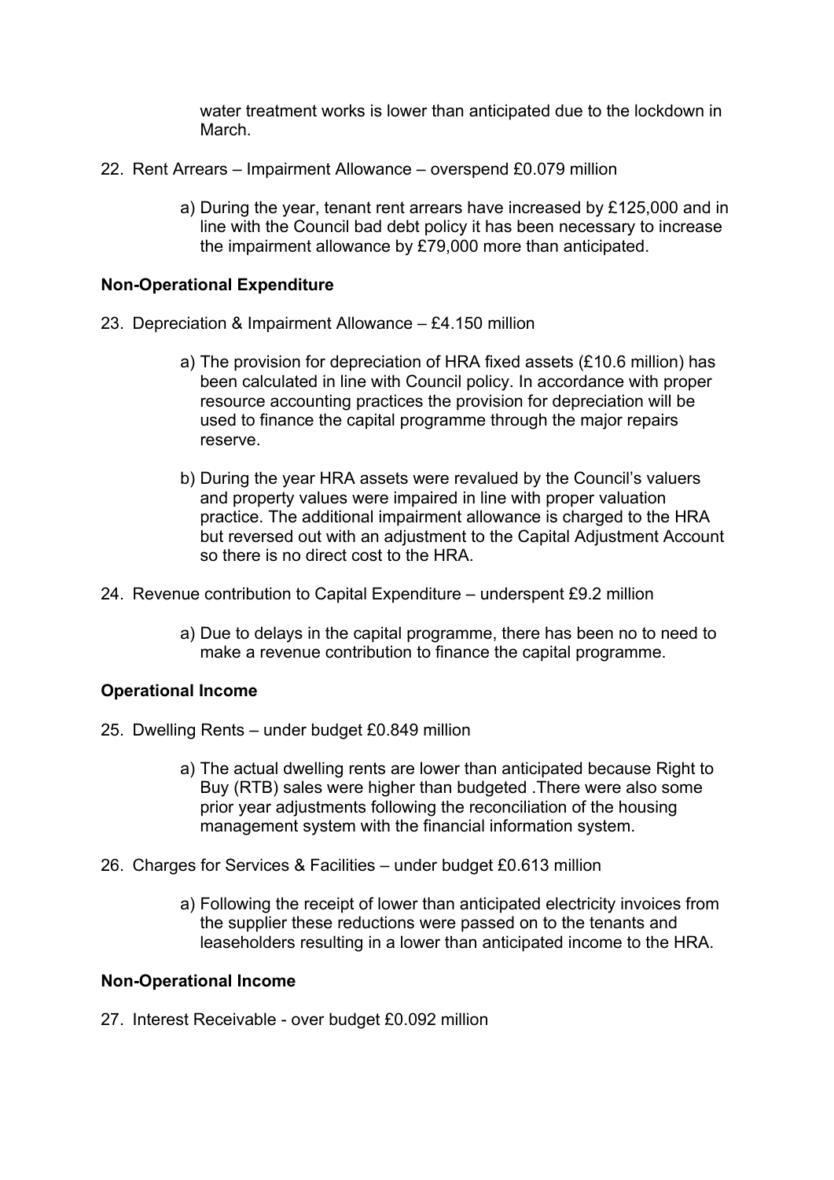water treatment works is lower than anticipated due to the lockdown in March.

22. Rent Arrears – Impairment Allowance – overspend £0.079 million

    a) During the year, tenant rent arrears have increased by £125,000 and in line with the Council bad debt policy it has been necessary to increase the impairment allowance by £79,000 more than anticipated.

**Non-Operational Expenditure**

23. Depreciation & Impairment Allowance – £4.150 million

    a) The provision for depreciation of HRA fixed assets (£10.6 million) has been calculated in line with Council policy. In accordance with proper resource accounting practices the provision for depreciation will be used to finance the capital programme through the major repairs reserve.

    b) During the year HRA assets were revalued by the Council's valuers and property values were impaired in line with proper valuation practice. The additional impairment allowance is charged to the HRA but reversed out with an adjustment to the Capital Adjustment Account so there is no direct cost to the HRA.

24. Revenue contribution to Capital Expenditure – underspent £9.2 million

    a) Due to delays in the capital programme, there has been no to need to make a revenue contribution to finance the capital programme.

**Operational Income**

25. Dwelling Rents – under budget £0.849 million

    a) The actual dwelling rents are lower than anticipated because Right to Buy (RTB) sales were higher than budgeted .There were also some prior year adjustments following the reconciliation of the housing management system with the financial information system.

26. Charges for Services & Facilities – under budget £0.613 million

    a) Following the receipt of lower than anticipated electricity invoices from the supplier these reductions were passed on to the tenants and leaseholders resulting in a lower than anticipated income to the HRA.

**Non-Operational Income**

27. Interest Receivable - over budget £0.092 million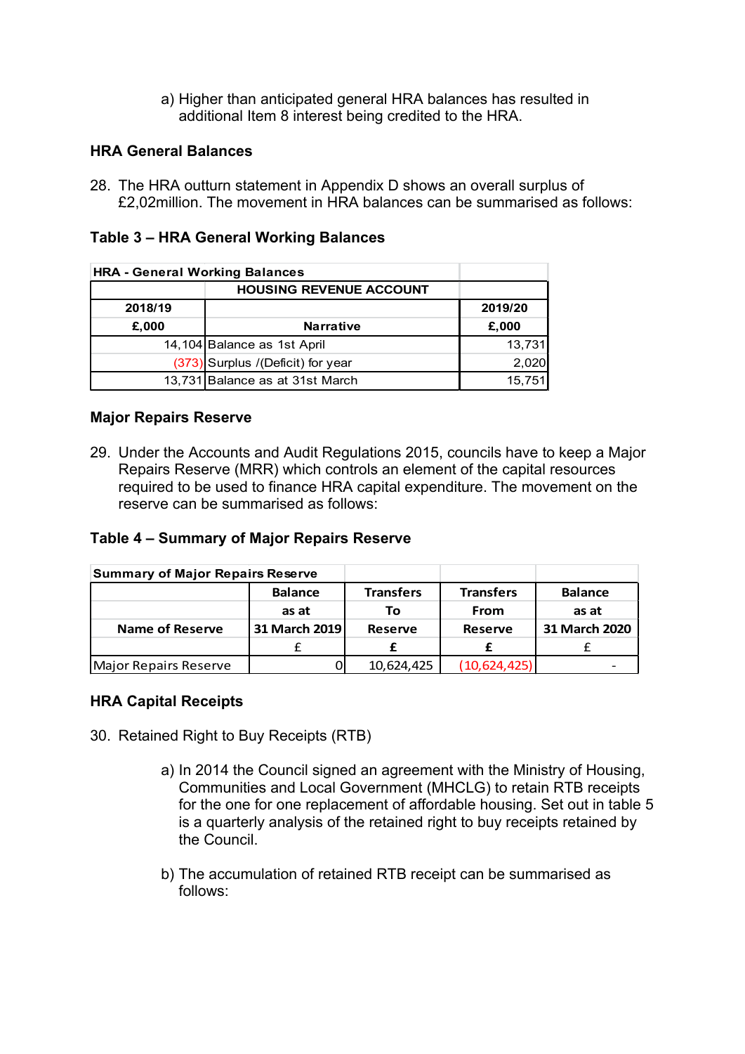a) Higher than anticipated general HRA balances has resulted in additional Item 8 interest being credited to the HRA.

### HRA General Balances

28. The HRA outturn statement in Appendix D shows an overall surplus of £2,02million. The movement in HRA balances can be summarised as follows:

### Table 3 – HRA General Working Balances

| HRA - General Working Balances | | |
|---|---|---|
| | HOUSING REVENUE ACCOUNT | |
| 2018/19 | | 2019/20 |
| £,000 | Narrative | £,000 |
| 14,104 | Balance as 1st April | 13,731 |
| (373) | Surplus /(Deficit) for year | 2,020 |
| 13,731 | Balance as at 31st March | 15,751 |

### Major Repairs Reserve

29. Under the Accounts and Audit Regulations 2015, councils have to keep a Major Repairs Reserve (MRR) which controls an element of the capital resources required to be used to finance HRA capital expenditure. The movement on the reserve can be summarised as follows:

### Table 4 – Summary of Major Repairs Reserve

| Summary of Major Repairs Reserve | | | | |
|---|---|---|---|---|
| | Balance | Transfers | Transfers | Balance |
| | as at | To | From | as at |
| Name of Reserve | 31 March 2019 | Reserve | Reserve | 31 March 2020 |
| | £ | £ | £ | £ |
| Major Repairs Reserve | 0 | 10,624,425 | (10,624,425) | - |

### HRA Capital Receipts

30. Retained Right to Buy Receipts (RTB)

    a) In 2014 the Council signed an agreement with the Ministry of Housing, Communities and Local Government (MHCLG) to retain RTB receipts for the one for one replacement of affordable housing. Set out in table 5 is a quarterly analysis of the retained right to buy receipts retained by the Council.

    b) The accumulation of retained RTB receipt can be summarised as follows: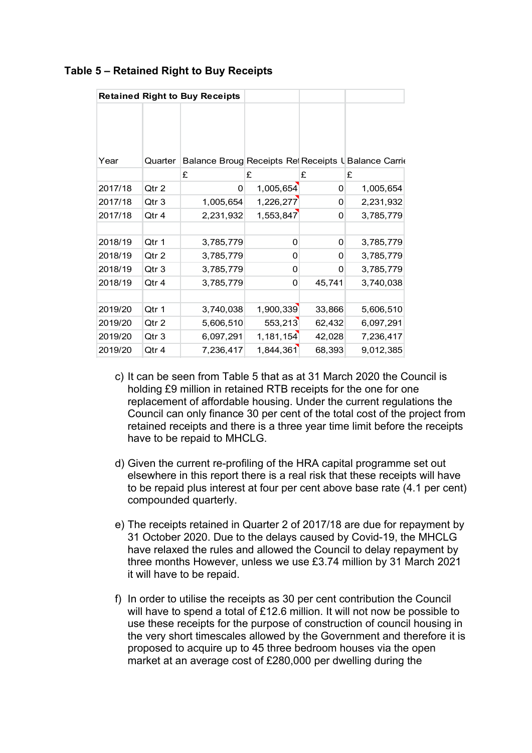**Table 5 – Retained Right to Buy Receipts**

| Retained Right to Buy Receipts | | | | | |
|---|---|---|---|---|---|
| Year | Quarter | Balance Broug | Receipts Ret | Receipts U | Balance Carrie |
| | | £ | £ | £ | £ |
| 2017/18 | Qtr 2 | 0 | 1,005,654 | 0 | 1,005,654 |
| 2017/18 | Qtr 3 | 1,005,654 | 1,226,277 | 0 | 2,231,932 |
| 2017/18 | Qtr 4 | 2,231,932 | 1,553,847 | 0 | 3,785,779 |
| | | | | | |
| 2018/19 | Qtr 1 | 3,785,779 | 0 | 0 | 3,785,779 |
| 2018/19 | Qtr 2 | 3,785,779 | 0 | 0 | 3,785,779 |
| 2018/19 | Qtr 3 | 3,785,779 | 0 | 0 | 3,785,779 |
| 2018/19 | Qtr 4 | 3,785,779 | 0 | 45,741 | 3,740,038 |
| | | | | | |
| 2019/20 | Qtr 1 | 3,740,038 | 1,900,339 | 33,866 | 5,606,510 |
| 2019/20 | Qtr 2 | 5,606,510 | 553,213 | 62,432 | 6,097,291 |
| 2019/20 | Qtr 3 | 6,097,291 | 1,181,154 | 42,028 | 7,236,417 |
| 2019/20 | Qtr 4 | 7,236,417 | 1,844,361 | 68,393 | 9,012,385 |

c) It can be seen from Table 5 that as at 31 March 2020 the Council is holding £9 million in retained RTB receipts for the one for one replacement of affordable housing. Under the current regulations the Council can only finance 30 per cent of the total cost of the project from retained receipts and there is a three year time limit before the receipts have to be repaid to MHCLG.

d) Given the current re-profiling of the HRA capital programme set out elsewhere in this report there is a real risk that these receipts will have to be repaid plus interest at four per cent above base rate (4.1 per cent) compounded quarterly.

e) The receipts retained in Quarter 2 of 2017/18 are due for repayment by 31 October 2020. Due to the delays caused by Covid-19, the MHCLG have relaxed the rules and allowed the Council to delay repayment by three months However, unless we use £3.74 million by 31 March 2021 it will have to be repaid.

f) In order to utilise the receipts as 30 per cent contribution the Council will have to spend a total of £12.6 million. It will not now be possible to use these receipts for the purpose of construction of council housing in the very short timescales allowed by the Government and therefore it is proposed to acquire up to 45 three bedroom houses via the open market at an average cost of £280,000 per dwelling during the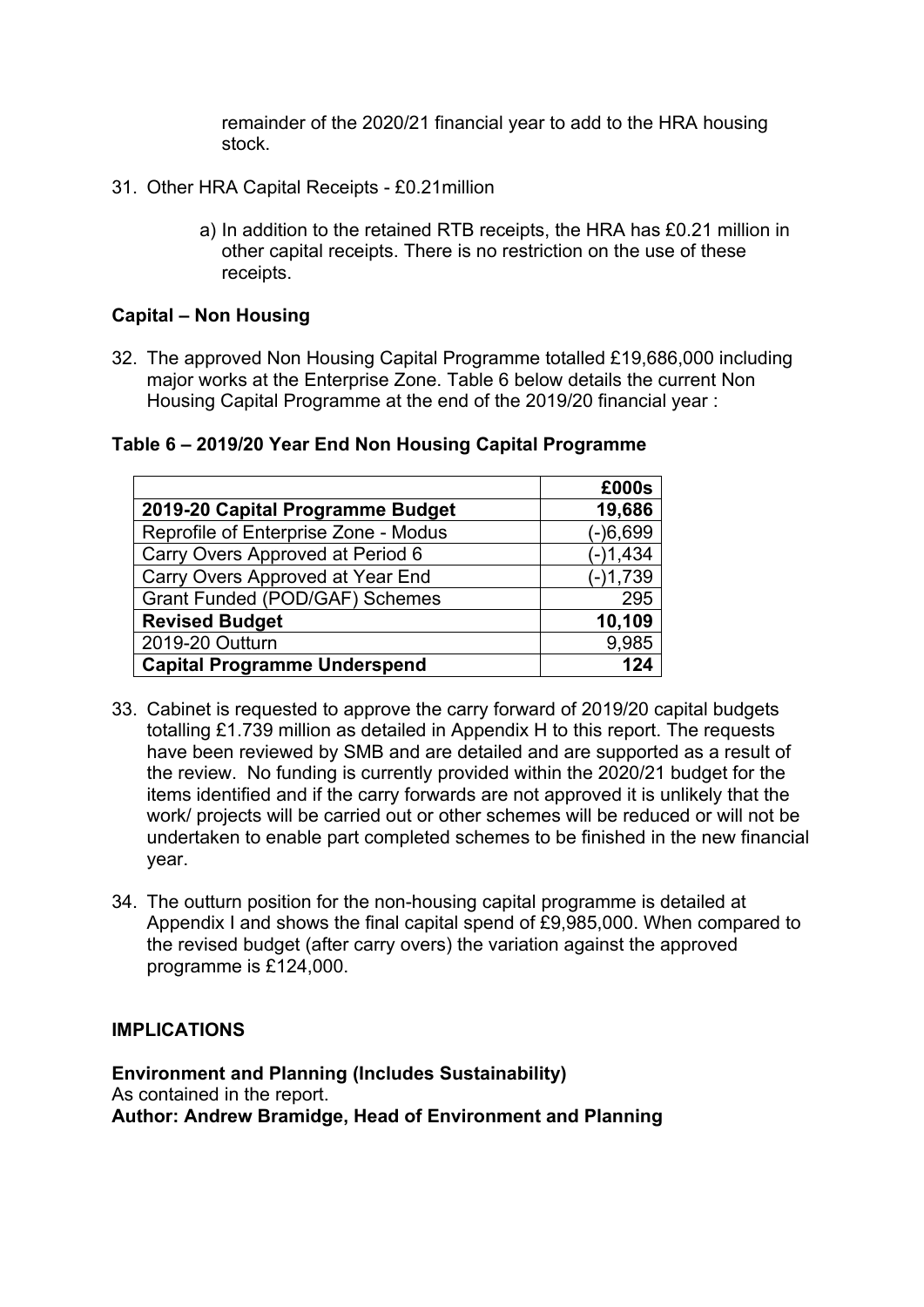remainder of the 2020/21 financial year to add to the HRA housing stock.

31. Other HRA Capital Receipts - £0.21million

    a) In addition to the retained RTB receipts, the HRA has £0.21 million in other capital receipts. There is no restriction on the use of these receipts.

**Capital – Non Housing**

32. The approved Non Housing Capital Programme totalled £19,686,000 including major works at the Enterprise Zone. Table 6 below details the current Non Housing Capital Programme at the end of the 2019/20 financial year :

**Table 6 – 2019/20 Year End Non Housing Capital Programme**

| | **£000s** |
|---|---|
| **2019-20 Capital Programme Budget** | **19,686** |
| Reprofile of Enterprise Zone - Modus | (-)6,699 |
| Carry Overs Approved at Period 6 | (-)1,434 |
| Carry Overs Approved at Year End | (-)1,739 |
| Grant Funded (POD/GAF) Schemes | 295 |
| **Revised Budget** | **10,109** |
| 2019-20 Outturn | 9,985 |
| **Capital Programme Underspend** | **124** |

33. Cabinet is requested to approve the carry forward of 2019/20 capital budgets totalling £1.739 million as detailed in Appendix H to this report. The requests have been reviewed by SMB and are detailed and are supported as a result of the review. No funding is currently provided within the 2020/21 budget for the items identified and if the carry forwards are not approved it is unlikely that the work/ projects will be carried out or other schemes will be reduced or will not be undertaken to enable part completed schemes to be finished in the new financial year.

34. The outturn position for the non-housing capital programme is detailed at Appendix I and shows the final capital spend of £9,985,000. When compared to the revised budget (after carry overs) the variation against the approved programme is £124,000.

**IMPLICATIONS**

**Environment and Planning (Includes Sustainability)**
As contained in the report.
**Author: Andrew Bramidge, Head of Environment and Planning**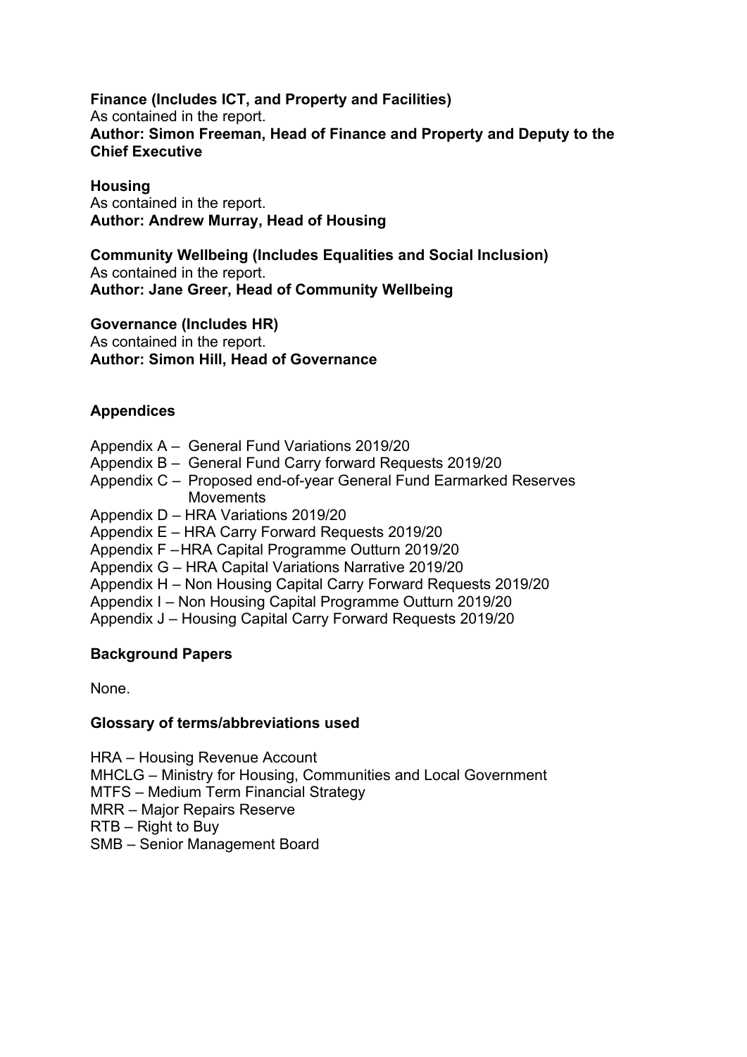**Finance (Includes ICT, and Property and Facilities)**
As contained in the report.
**Author: Simon Freeman, Head of Finance and Property and Deputy to the Chief Executive**

**Housing**
As contained in the report.
**Author: Andrew Murray, Head of Housing**

**Community Wellbeing (Includes Equalities and Social Inclusion)**
As contained in the report.
**Author: Jane Greer, Head of Community Wellbeing**

**Governance (Includes HR)**
As contained in the report.
**Author: Simon Hill, Head of Governance**

**Appendices**

Appendix A – General Fund Variations 2019/20
Appendix B – General Fund Carry forward Requests 2019/20
Appendix C – Proposed end-of-year General Fund Earmarked Reserves Movements
Appendix D – HRA Variations 2019/20
Appendix E – HRA Carry Forward Requests 2019/20
Appendix F – HRA Capital Programme Outturn 2019/20
Appendix G – HRA Capital Variations Narrative 2019/20
Appendix H – Non Housing Capital Carry Forward Requests 2019/20
Appendix I – Non Housing Capital Programme Outturn 2019/20
Appendix J – Housing Capital Carry Forward Requests 2019/20

**Background Papers**

None.

**Glossary of terms/abbreviations used**

HRA – Housing Revenue Account
MHCLG – Ministry for Housing, Communities and Local Government
MTFS – Medium Term Financial Strategy
MRR – Major Repairs Reserve
RTB – Right to Buy
SMB – Senior Management Board